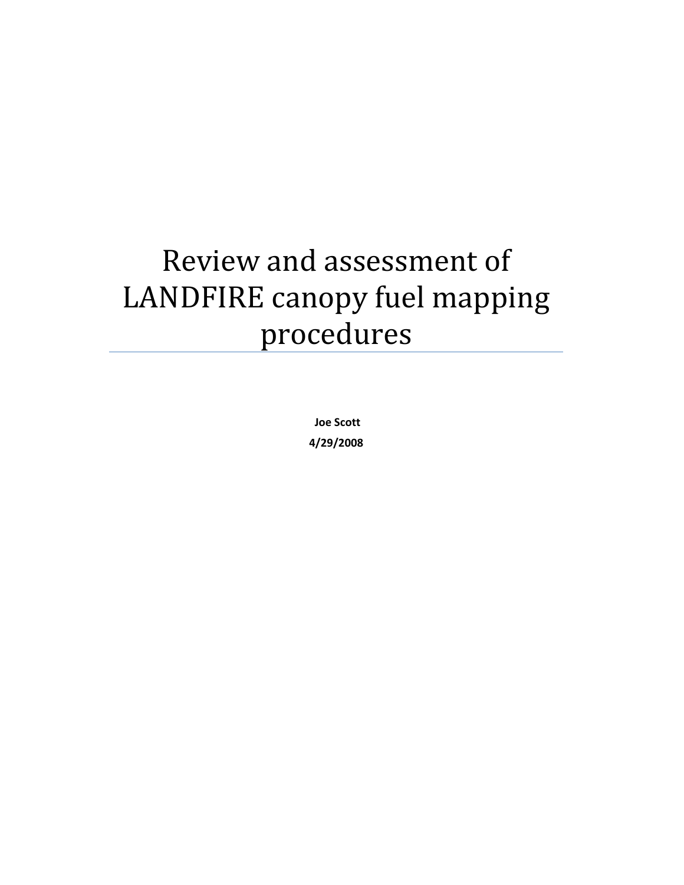# Review and assessment of LANDFIRE canopy fuel mapping procedures

**Joe Scott**

**4/29/2008**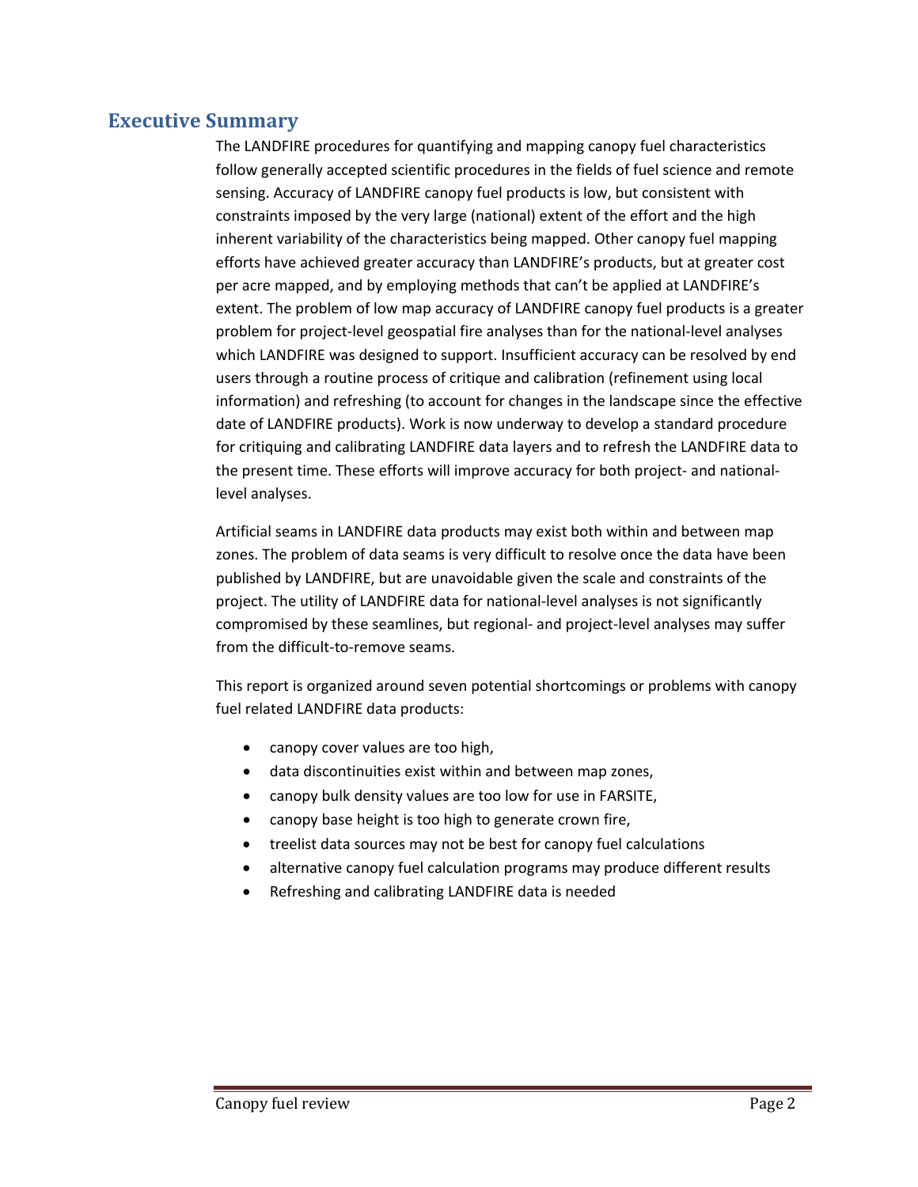## Executive Summary

The LANDFIRE procedures for quantifying and mapping canopy fuel characteristics follow generally accepted scientific procedures in the fields of fuel science and remote sensing. Accuracy of LANDFIRE canopy fuel products is low, but consistent with constraints imposed by the very large (national) extent of the effort and the high inherent variability of the characteristics being mapped. Other canopy fuel mapping efforts have achieved greater accuracy than LANDFIRE's products, but at greater cost per acre mapped, and by employing methods that can't be applied at LANDFIRE's extent. The problem of low map accuracy of LANDFIRE canopy fuel products is a greater problem for project-level geospatial fire analyses than for the national-level analyses which LANDFIRE was designed to support. Insufficient accuracy can be resolved by end users through a routine process of critique and calibration (refinement using local information) and refreshing (to account for changes in the landscape since the effective date of LANDFIRE products). Work is now underway to develop a standard procedure for critiquing and calibrating LANDFIRE data layers and to refresh the LANDFIRE data to the present time. These efforts will improve accuracy for both project- and national-level analyses.

Artificial seams in LANDFIRE data products may exist both within and between map zones. The problem of data seams is very difficult to resolve once the data have been published by LANDFIRE, but are unavoidable given the scale and constraints of the project. The utility of LANDFIRE data for national-level analyses is not significantly compromised by these seamlines, but regional- and project-level analyses may suffer from the difficult-to-remove seams.

This report is organized around seven potential shortcomings or problems with canopy fuel related LANDFIRE data products:

- canopy cover values are too high,
- data discontinuities exist within and between map zones,
- canopy bulk density values are too low for use in FARSITE,
- canopy base height is too high to generate crown fire,
- treelist data sources may not be best for canopy fuel calculations
- alternative canopy fuel calculation programs may produce different results
- Refreshing and calibrating LANDFIRE data is needed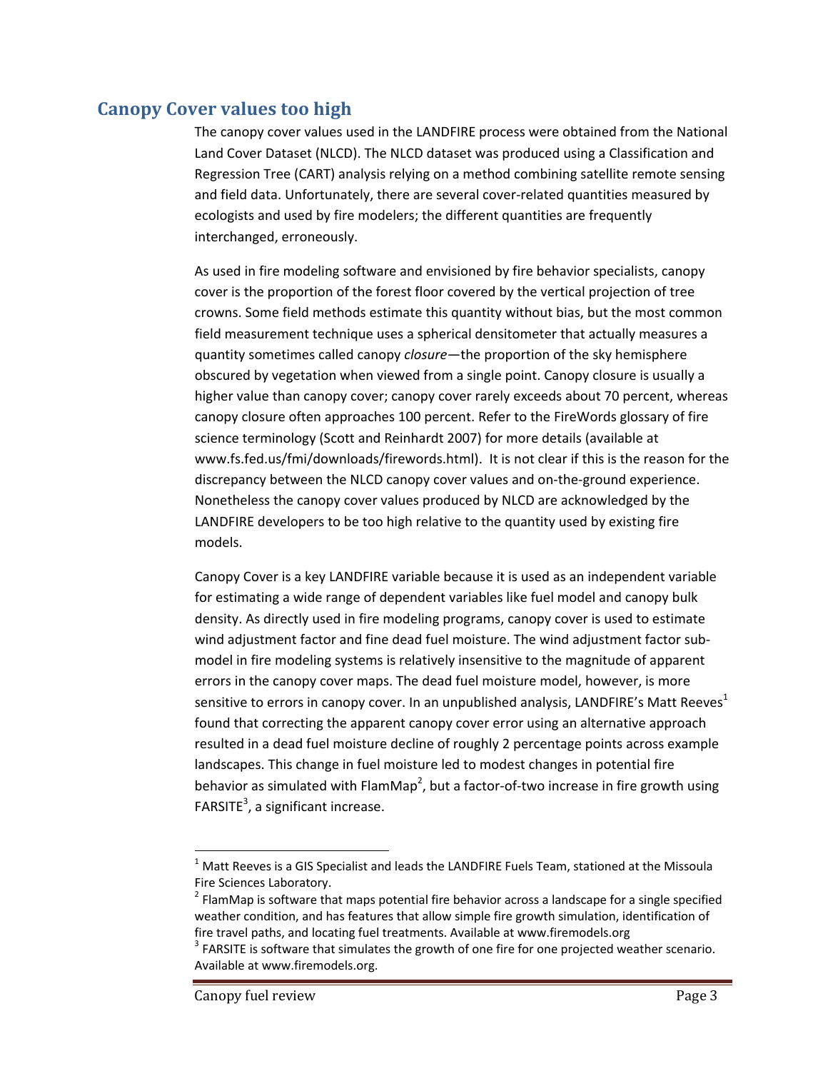## Canopy Cover values too high

The canopy cover values used in the LANDFIRE process were obtained from the National Land Cover Dataset (NLCD). The NLCD dataset was produced using a Classification and Regression Tree (CART) analysis relying on a method combining satellite remote sensing and field data. Unfortunately, there are several cover-related quantities measured by ecologists and used by fire modelers; the different quantities are frequently interchanged, erroneously.

As used in fire modeling software and envisioned by fire behavior specialists, canopy cover is the proportion of the forest floor covered by the vertical projection of tree crowns. Some field methods estimate this quantity without bias, but the most common field measurement technique uses a spherical densitometer that actually measures a quantity sometimes called canopy *closure*—the proportion of the sky hemisphere obscured by vegetation when viewed from a single point. Canopy closure is usually a higher value than canopy cover; canopy cover rarely exceeds about 70 percent, whereas canopy closure often approaches 100 percent. Refer to the FireWords glossary of fire science terminology (Scott and Reinhardt 2007) for more details (available at www.fs.fed.us/fmi/downloads/firewords.html). It is not clear if this is the reason for the discrepancy between the NLCD canopy cover values and on-the-ground experience. Nonetheless the canopy cover values produced by NLCD are acknowledged by the LANDFIRE developers to be too high relative to the quantity used by existing fire models.

Canopy Cover is a key LANDFIRE variable because it is used as an independent variable for estimating a wide range of dependent variables like fuel model and canopy bulk density. As directly used in fire modeling programs, canopy cover is used to estimate wind adjustment factor and fine dead fuel moisture. The wind adjustment factor sub-model in fire modeling systems is relatively insensitive to the magnitude of apparent errors in the canopy cover maps. The dead fuel moisture model, however, is more sensitive to errors in canopy cover. In an unpublished analysis, LANDFIRE's Matt Reeves[1] found that correcting the apparent canopy cover error using an alternative approach resulted in a dead fuel moisture decline of roughly 2 percentage points across example landscapes. This change in fuel moisture led to modest changes in potential fire behavior as simulated with FlamMap[2], but a factor-of-two increase in fire growth using FARSITE[3], a significant increase.

---

[1] Matt Reeves is a GIS Specialist and leads the LANDFIRE Fuels Team, stationed at the Missoula Fire Sciences Laboratory.

[2] FlamMap is software that maps potential fire behavior across a landscape for a single specified weather condition, and has features that allow simple fire growth simulation, identification of fire travel paths, and locating fuel treatments. Available at www.firemodels.org

[3] FARSITE is software that simulates the growth of one fire for one projected weather scenario. Available at www.firemodels.org.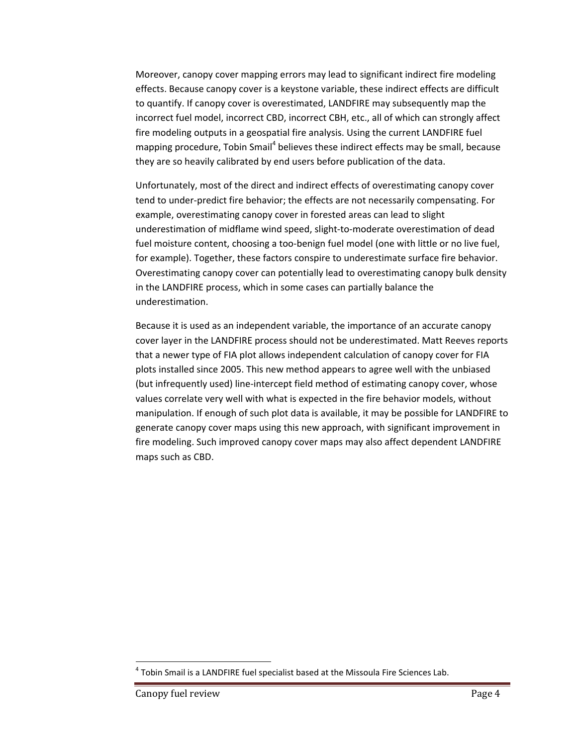Moreover, canopy cover mapping errors may lead to significant indirect fire modeling effects. Because canopy cover is a keystone variable, these indirect effects are difficult to quantify. If canopy cover is overestimated, LANDFIRE may subsequently map the incorrect fuel model, incorrect CBD, incorrect CBH, etc., all of which can strongly affect fire modeling outputs in a geospatial fire analysis. Using the current LANDFIRE fuel mapping procedure, Tobin Smail[4] believes these indirect effects may be small, because they are so heavily calibrated by end users before publication of the data.

Unfortunately, most of the direct and indirect effects of overestimating canopy cover tend to under-predict fire behavior; the effects are not necessarily compensating. For example, overestimating canopy cover in forested areas can lead to slight underestimation of midflame wind speed, slight-to-moderate overestimation of dead fuel moisture content, choosing a too-benign fuel model (one with little or no live fuel, for example). Together, these factors conspire to underestimate surface fire behavior. Overestimating canopy cover can potentially lead to overestimating canopy bulk density in the LANDFIRE process, which in some cases can partially balance the underestimation.

Because it is used as an independent variable, the importance of an accurate canopy cover layer in the LANDFIRE process should not be underestimated. Matt Reeves reports that a newer type of FIA plot allows independent calculation of canopy cover for FIA plots installed since 2005. This new method appears to agree well with the unbiased (but infrequently used) line-intercept field method of estimating canopy cover, whose values correlate very well with what is expected in the fire behavior models, without manipulation. If enough of such plot data is available, it may be possible for LANDFIRE to generate canopy cover maps using this new approach, with significant improvement in fire modeling. Such improved canopy cover maps may also affect dependent LANDFIRE maps such as CBD.

[4] Tobin Smail is a LANDFIRE fuel specialist based at the Missoula Fire Sciences Lab.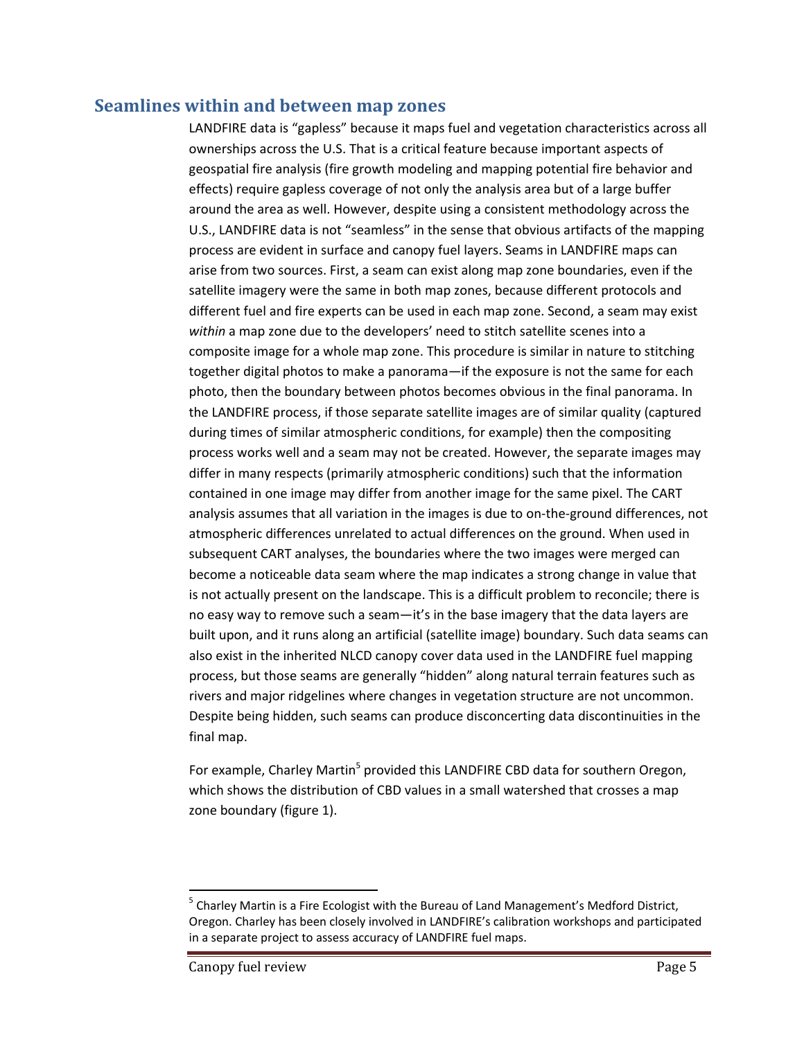## Seamlines within and between map zones

LANDFIRE data is "gapless" because it maps fuel and vegetation characteristics across all ownerships across the U.S. That is a critical feature because important aspects of geospatial fire analysis (fire growth modeling and mapping potential fire behavior and effects) require gapless coverage of not only the analysis area but of a large buffer around the area as well. However, despite using a consistent methodology across the U.S., LANDFIRE data is not "seamless" in the sense that obvious artifacts of the mapping process are evident in surface and canopy fuel layers. Seams in LANDFIRE maps can arise from two sources. First, a seam can exist along map zone boundaries, even if the satellite imagery were the same in both map zones, because different protocols and different fuel and fire experts can be used in each map zone. Second, a seam may exist *within* a map zone due to the developers' need to stitch satellite scenes into a composite image for a whole map zone. This procedure is similar in nature to stitching together digital photos to make a panorama—if the exposure is not the same for each photo, then the boundary between photos becomes obvious in the final panorama. In the LANDFIRE process, if those separate satellite images are of similar quality (captured during times of similar atmospheric conditions, for example) then the compositing process works well and a seam may not be created. However, the separate images may differ in many respects (primarily atmospheric conditions) such that the information contained in one image may differ from another image for the same pixel. The CART analysis assumes that all variation in the images is due to on-the-ground differences, not atmospheric differences unrelated to actual differences on the ground. When used in subsequent CART analyses, the boundaries where the two images were merged can become a noticeable data seam where the map indicates a strong change in value that is not actually present on the landscape. This is a difficult problem to reconcile; there is no easy way to remove such a seam—it's in the base imagery that the data layers are built upon, and it runs along an artificial (satellite image) boundary. Such data seams can also exist in the inherited NLCD canopy cover data used in the LANDFIRE fuel mapping process, but those seams are generally "hidden" along natural terrain features such as rivers and major ridgelines where changes in vegetation structure are not uncommon. Despite being hidden, such seams can produce disconcerting data discontinuities in the final map.

For example, Charley Martin[5] provided this LANDFIRE CBD data for southern Oregon, which shows the distribution of CBD values in a small watershed that crosses a map zone boundary (figure 1).

---

[5] Charley Martin is a Fire Ecologist with the Bureau of Land Management's Medford District, Oregon. Charley has been closely involved in LANDFIRE's calibration workshops and participated in a separate project to assess accuracy of LANDFIRE fuel maps.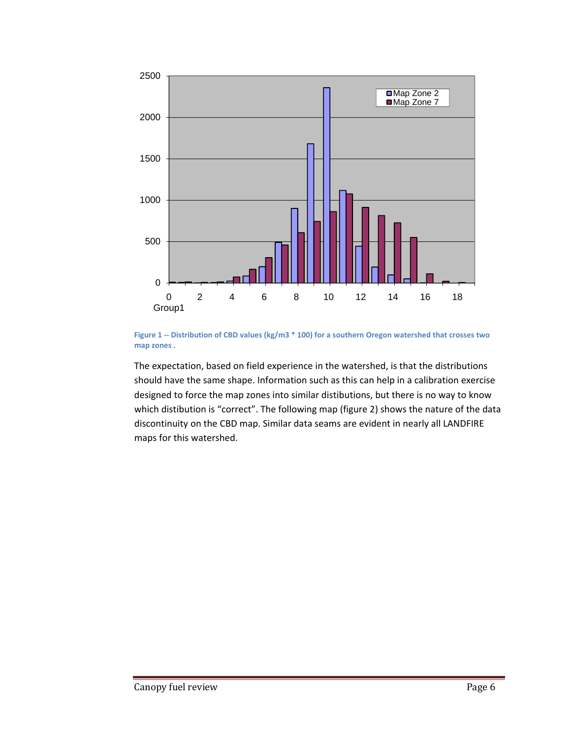Figure 1 -- Distribution of CBD values (kg/m3 * 100) for a southern Oregon watershed that crosses two map zones .

The expectation, based on field experience in the watershed, is that the distributions should have the same shape. Information such as this can help in a calibration exercise designed to force the map zones into similar distibutions, but there is no way to know which distibution is "correct". The following map (figure 2) shows the nature of the data discontinuity on the CBD map. Similar data seams are evident in nearly all LANDFIRE maps for this watershed.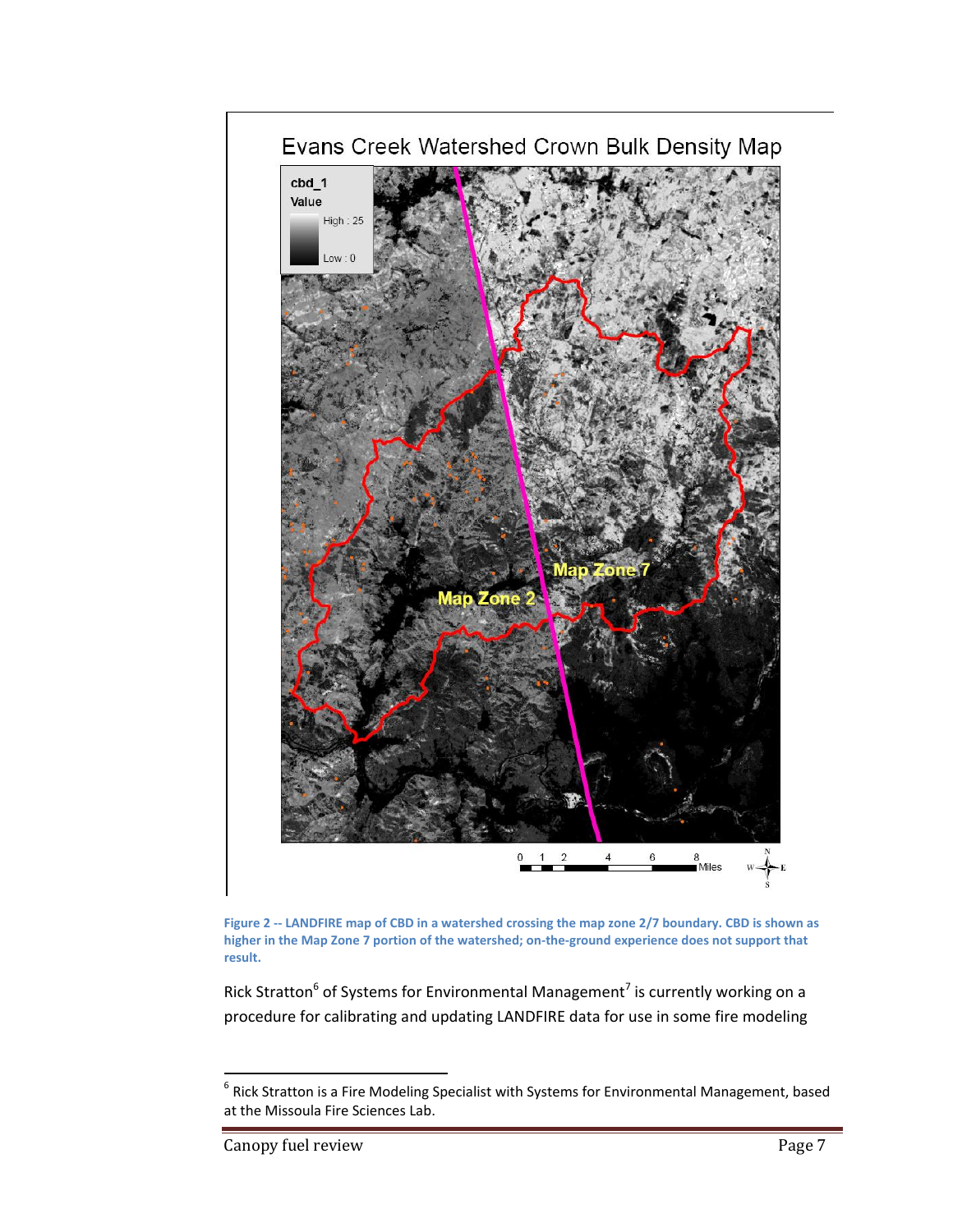Figure 2 -- LANDFIRE map of CBD in a watershed crossing the map zone 2/7 boundary. CBD is shown as higher in the Map Zone 7 portion of the watershed; on-the-ground experience does not support that result.

Rick Stratton[6] of Systems for Environmental Management[7] is currently working on a procedure for calibrating and updating LANDFIRE data for use in some fire modeling

---

[6] Rick Stratton is a Fire Modeling Specialist with Systems for Environmental Management, based at the Missoula Fire Sciences Lab.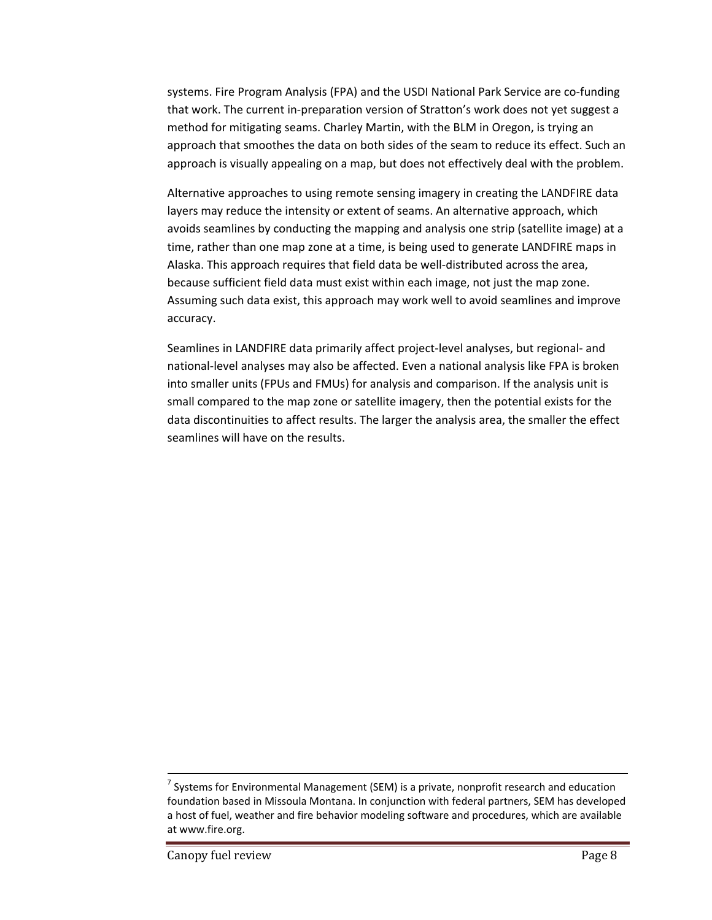systems. Fire Program Analysis (FPA) and the USDI National Park Service are co-funding that work. The current in-preparation version of Stratton's work does not yet suggest a method for mitigating seams. Charley Martin, with the BLM in Oregon, is trying an approach that smoothes the data on both sides of the seam to reduce its effect. Such an approach is visually appealing on a map, but does not effectively deal with the problem.

Alternative approaches to using remote sensing imagery in creating the LANDFIRE data layers may reduce the intensity or extent of seams. An alternative approach, which avoids seamlines by conducting the mapping and analysis one strip (satellite image) at a time, rather than one map zone at a time, is being used to generate LANDFIRE maps in Alaska. This approach requires that field data be well-distributed across the area, because sufficient field data must exist within each image, not just the map zone. Assuming such data exist, this approach may work well to avoid seamlines and improve accuracy.

Seamlines in LANDFIRE data primarily affect project-level analyses, but regional- and national-level analyses may also be affected. Even a national analysis like FPA is broken into smaller units (FPUs and FMUs) for analysis and comparison. If the analysis unit is small compared to the map zone or satellite imagery, then the potential exists for the data discontinuities to affect results. The larger the analysis area, the smaller the effect seamlines will have on the results.

---

[7] Systems for Environmental Management (SEM) is a private, nonprofit research and education foundation based in Missoula Montana. In conjunction with federal partners, SEM has developed a host of fuel, weather and fire behavior modeling software and procedures, which are available at www.fire.org.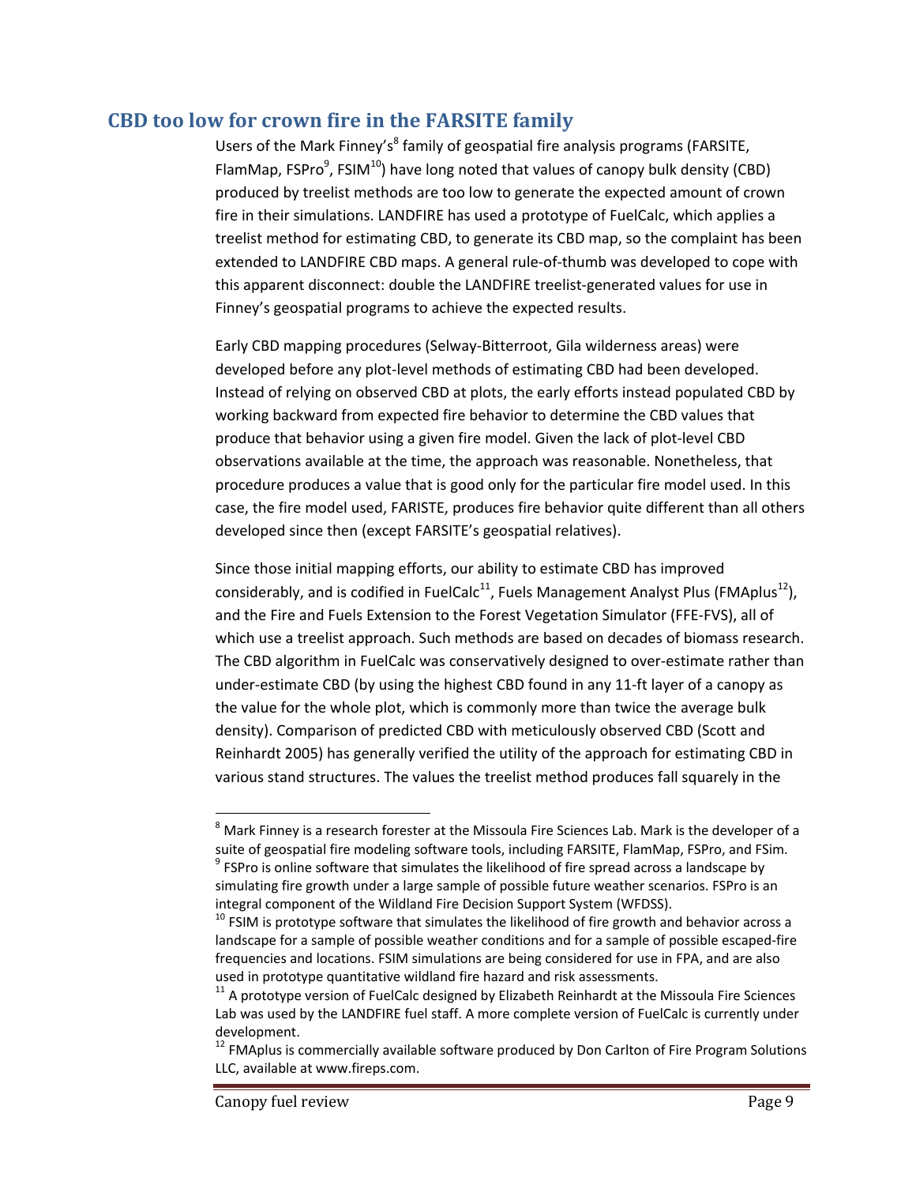## CBD too low for crown fire in the FARSITE family

Users of the Mark Finney's[8] family of geospatial fire analysis programs (FARSITE, FlamMap, FSPro[9], FSIM[10]) have long noted that values of canopy bulk density (CBD) produced by treelist methods are too low to generate the expected amount of crown fire in their simulations. LANDFIRE has used a prototype of FuelCalc, which applies a treelist method for estimating CBD, to generate its CBD map, so the complaint has been extended to LANDFIRE CBD maps. A general rule-of-thumb was developed to cope with this apparent disconnect: double the LANDFIRE treelist-generated values for use in Finney's geospatial programs to achieve the expected results.

Early CBD mapping procedures (Selway-Bitterroot, Gila wilderness areas) were developed before any plot-level methods of estimating CBD had been developed. Instead of relying on observed CBD at plots, the early efforts instead populated CBD by working backward from expected fire behavior to determine the CBD values that produce that behavior using a given fire model. Given the lack of plot-level CBD observations available at the time, the approach was reasonable. Nonetheless, that procedure produces a value that is good only for the particular fire model used. In this case, the fire model used, FARISTE, produces fire behavior quite different than all others developed since then (except FARSITE's geospatial relatives).

Since those initial mapping efforts, our ability to estimate CBD has improved considerably, and is codified in FuelCalc[11], Fuels Management Analyst Plus (FMAplus[12]), and the Fire and Fuels Extension to the Forest Vegetation Simulator (FFE-FVS), all of which use a treelist approach. Such methods are based on decades of biomass research. The CBD algorithm in FuelCalc was conservatively designed to over-estimate rather than under-estimate CBD (by using the highest CBD found in any 11-ft layer of a canopy as the value for the whole plot, which is commonly more than twice the average bulk density). Comparison of predicted CBD with meticulously observed CBD (Scott and Reinhardt 2005) has generally verified the utility of the approach for estimating CBD in various stand structures. The values the treelist method produces fall squarely in the

---

[8] Mark Finney is a research forester at the Missoula Fire Sciences Lab. Mark is the developer of a suite of geospatial fire modeling software tools, including FARSITE, FlamMap, FSPro, and FSim.

[9] FSPro is online software that simulates the likelihood of fire spread across a landscape by simulating fire growth under a large sample of possible future weather scenarios. FSPro is an integral component of the Wildland Fire Decision Support System (WFDSS).

[10] FSIM is prototype software that simulates the likelihood of fire growth and behavior across a landscape for a sample of possible weather conditions and for a sample of possible escaped-fire frequencies and locations. FSIM simulations are being considered for use in FPA, and are also used in prototype quantitative wildland fire hazard and risk assessments.

[11] A prototype version of FuelCalc designed by Elizabeth Reinhardt at the Missoula Fire Sciences Lab was used by the LANDFIRE fuel staff. A more complete version of FuelCalc is currently under development.

[12] FMAplus is commercially available software produced by Don Carlton of Fire Program Solutions LLC, available at www.fireps.com.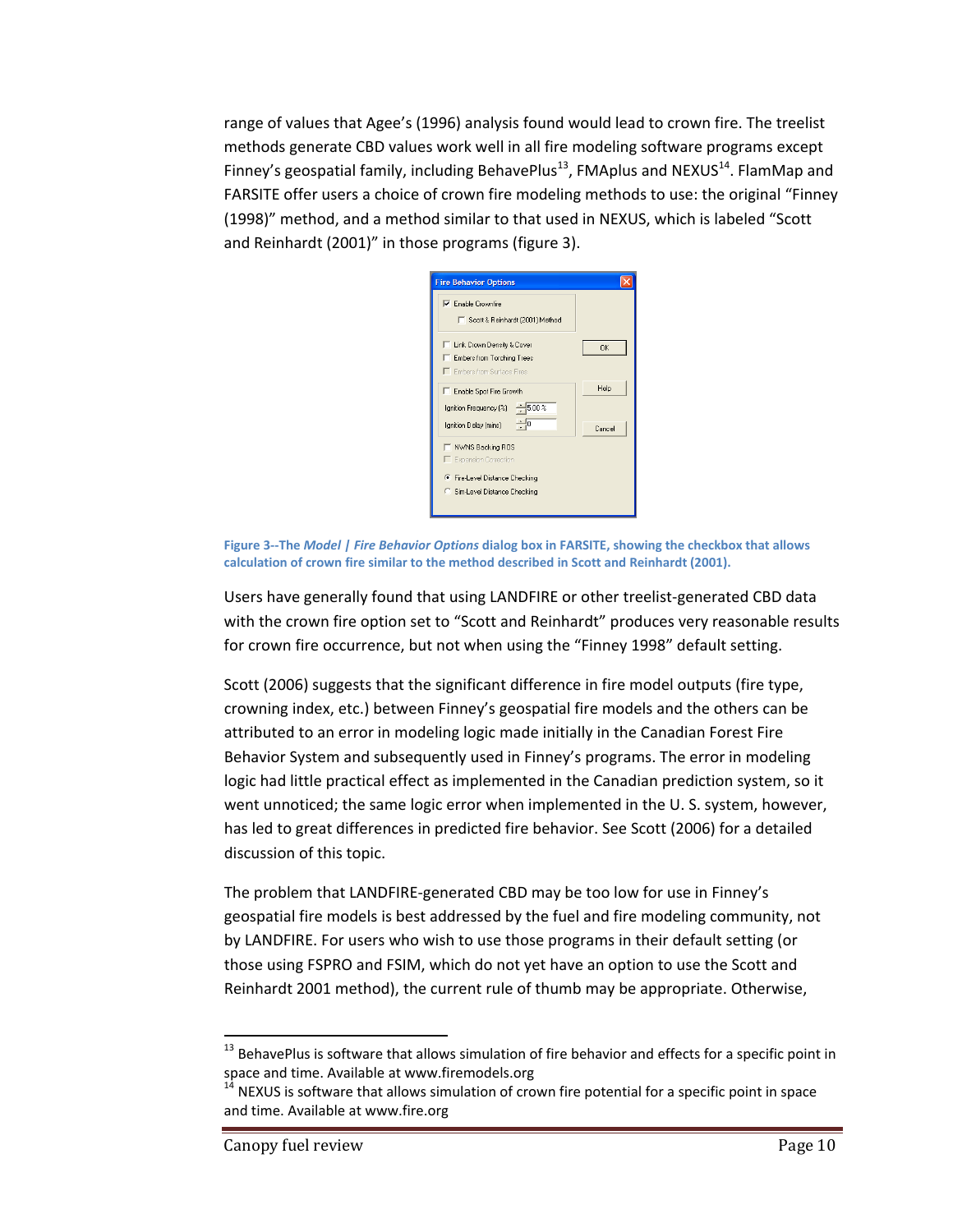range of values that Agee's (1996) analysis found would lead to crown fire. The treelist methods generate CBD values work well in all fire modeling software programs except Finney's geospatial family, including BehavePlus[13], FMAplus and NEXUS[14]. FlamMap and FARSITE offer users a choice of crown fire modeling methods to use: the original "Finney (1998)" method, and a method similar to that used in NEXUS, which is labeled "Scott and Reinhardt (2001)" in those programs (figure 3).

**Figure 3--The *Model | Fire Behavior Options* dialog box in FARSITE, showing the checkbox that allows calculation of crown fire similar to the method described in Scott and Reinhardt (2001).**

Users have generally found that using LANDFIRE or other treelist-generated CBD data with the crown fire option set to "Scott and Reinhardt" produces very reasonable results for crown fire occurrence, but not when using the "Finney 1998" default setting.

Scott (2006) suggests that the significant difference in fire model outputs (fire type, crowning index, etc.) between Finney's geospatial fire models and the others can be attributed to an error in modeling logic made initially in the Canadian Forest Fire Behavior System and subsequently used in Finney's programs. The error in modeling logic had little practical effect as implemented in the Canadian prediction system, so it went unnoticed; the same logic error when implemented in the U. S. system, however, has led to great differences in predicted fire behavior. See Scott (2006) for a detailed discussion of this topic.

The problem that LANDFIRE-generated CBD may be too low for use in Finney's geospatial fire models is best addressed by the fuel and fire modeling community, not by LANDFIRE. For users who wish to use those programs in their default setting (or those using FSPRO and FSIM, which do not yet have an option to use the Scott and Reinhardt 2001 method), the current rule of thumb may be appropriate. Otherwise,

---

[13] BehavePlus is software that allows simulation of fire behavior and effects for a specific point in space and time. Available at www.firemodels.org

[14] NEXUS is software that allows simulation of crown fire potential for a specific point in space and time. Available at www.fire.org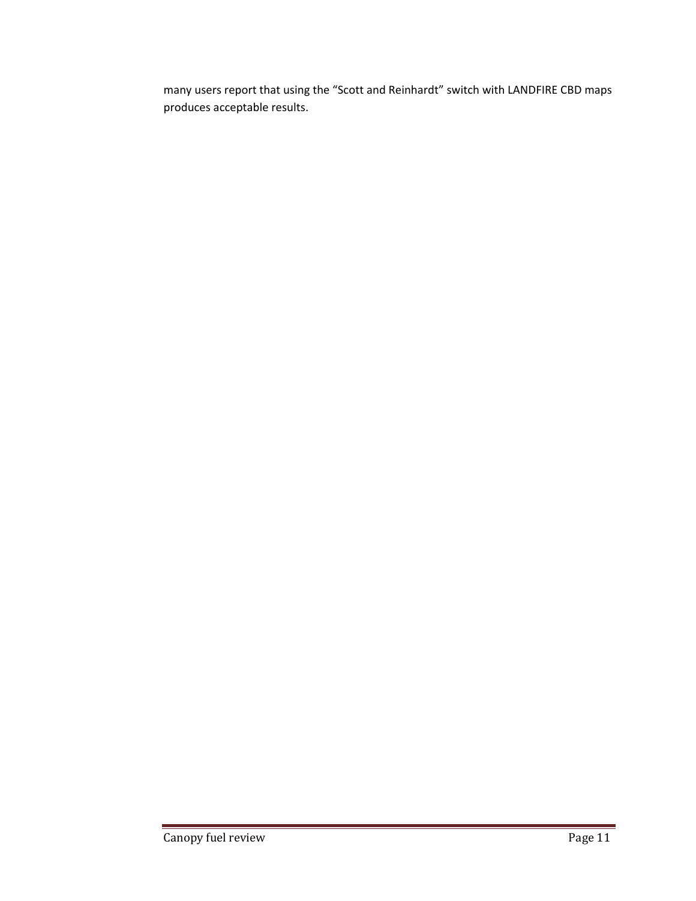many users report that using the "Scott and Reinhardt" switch with LANDFIRE CBD maps produces acceptable results.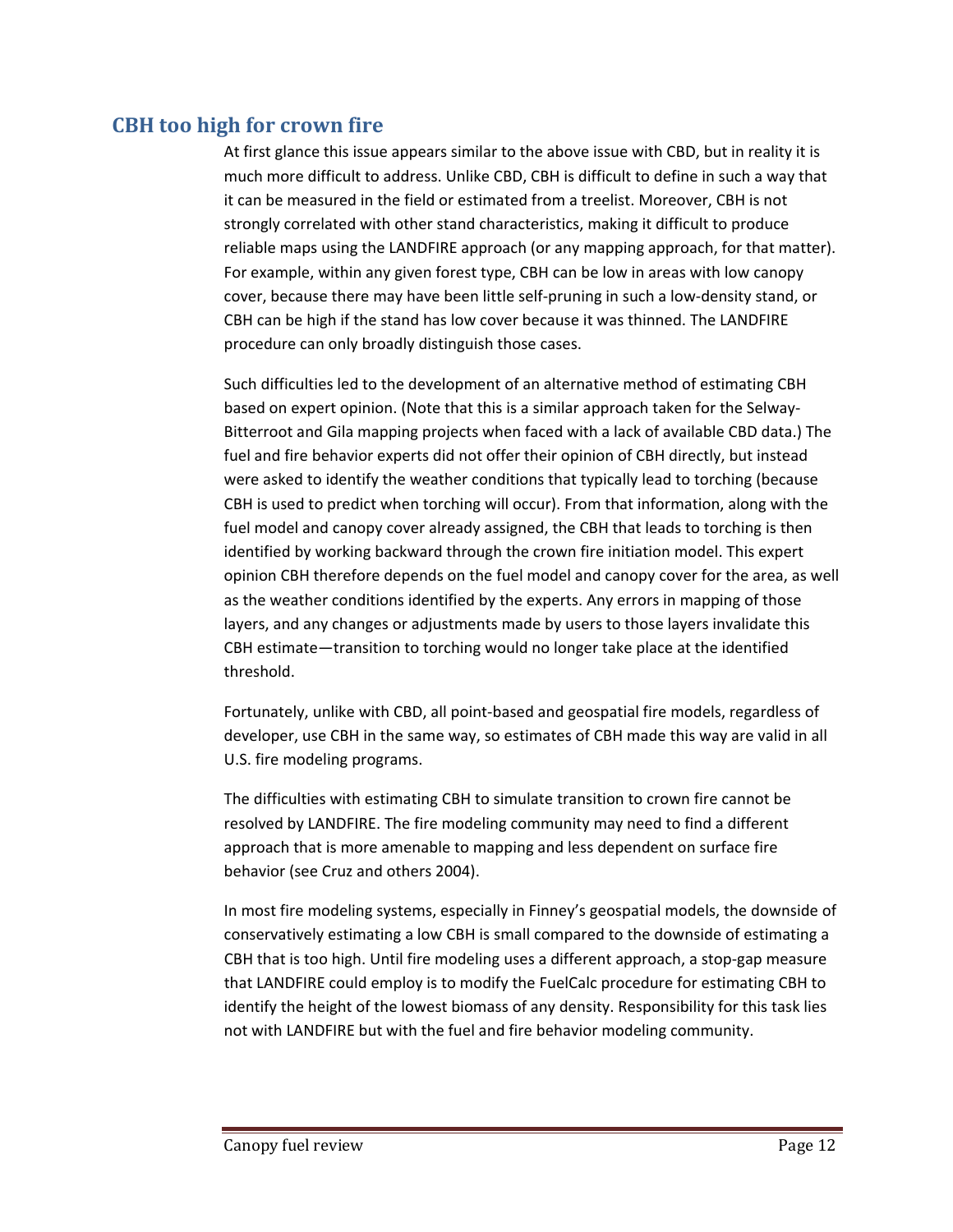## CBH too high for crown fire

At first glance this issue appears similar to the above issue with CBD, but in reality it is much more difficult to address. Unlike CBD, CBH is difficult to define in such a way that it can be measured in the field or estimated from a treelist. Moreover, CBH is not strongly correlated with other stand characteristics, making it difficult to produce reliable maps using the LANDFIRE approach (or any mapping approach, for that matter). For example, within any given forest type, CBH can be low in areas with low canopy cover, because there may have been little self-pruning in such a low-density stand, or CBH can be high if the stand has low cover because it was thinned. The LANDFIRE procedure can only broadly distinguish those cases.

Such difficulties led to the development of an alternative method of estimating CBH based on expert opinion. (Note that this is a similar approach taken for the Selway-Bitterroot and Gila mapping projects when faced with a lack of available CBD data.) The fuel and fire behavior experts did not offer their opinion of CBH directly, but instead were asked to identify the weather conditions that typically lead to torching (because CBH is used to predict when torching will occur). From that information, along with the fuel model and canopy cover already assigned, the CBH that leads to torching is then identified by working backward through the crown fire initiation model. This expert opinion CBH therefore depends on the fuel model and canopy cover for the area, as well as the weather conditions identified by the experts. Any errors in mapping of those layers, and any changes or adjustments made by users to those layers invalidate this CBH estimate—transition to torching would no longer take place at the identified threshold.

Fortunately, unlike with CBD, all point-based and geospatial fire models, regardless of developer, use CBH in the same way, so estimates of CBH made this way are valid in all U.S. fire modeling programs.

The difficulties with estimating CBH to simulate transition to crown fire cannot be resolved by LANDFIRE. The fire modeling community may need to find a different approach that is more amenable to mapping and less dependent on surface fire behavior (see Cruz and others 2004).

In most fire modeling systems, especially in Finney's geospatial models, the downside of conservatively estimating a low CBH is small compared to the downside of estimating a CBH that is too high. Until fire modeling uses a different approach, a stop-gap measure that LANDFIRE could employ is to modify the FuelCalc procedure for estimating CBH to identify the height of the lowest biomass of any density. Responsibility for this task lies not with LANDFIRE but with the fuel and fire behavior modeling community.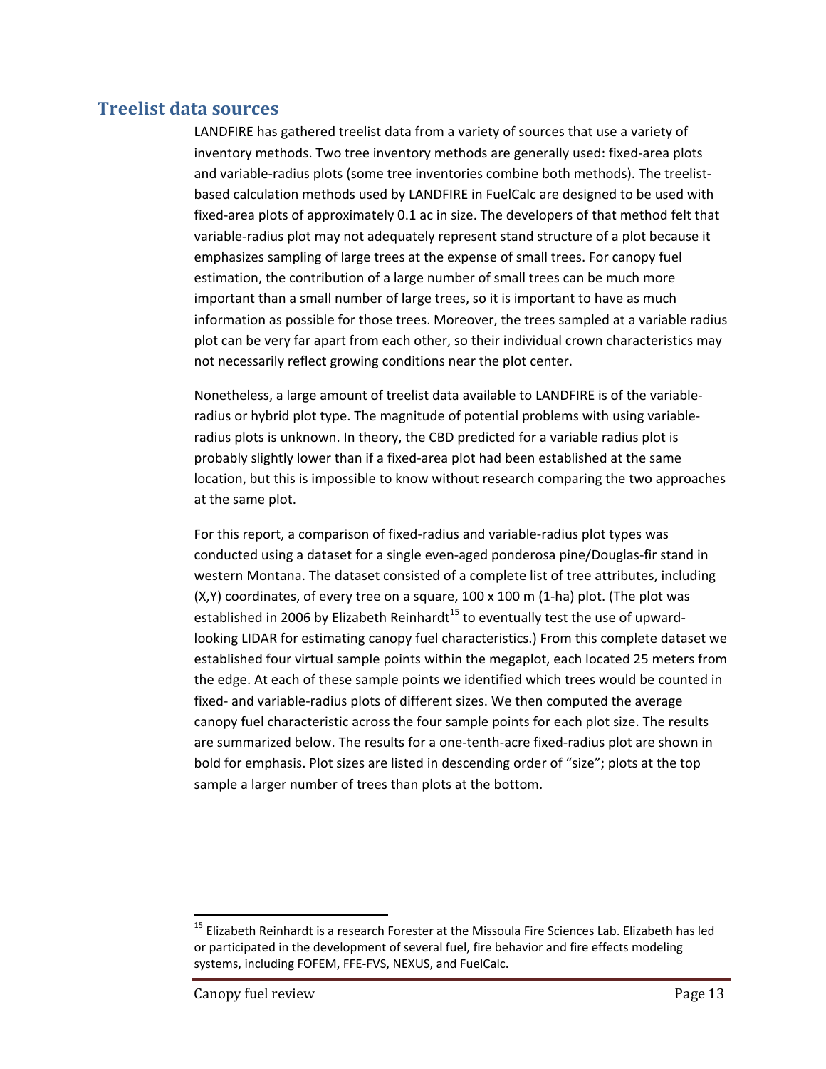## Treelist data sources

LANDFIRE has gathered treelist data from a variety of sources that use a variety of inventory methods. Two tree inventory methods are generally used: fixed-area plots and variable-radius plots (some tree inventories combine both methods). The treelist-based calculation methods used by LANDFIRE in FuelCalc are designed to be used with fixed-area plots of approximately 0.1 ac in size. The developers of that method felt that variable-radius plot may not adequately represent stand structure of a plot because it emphasizes sampling of large trees at the expense of small trees. For canopy fuel estimation, the contribution of a large number of small trees can be much more important than a small number of large trees, so it is important to have as much information as possible for those trees. Moreover, the trees sampled at a variable radius plot can be very far apart from each other, so their individual crown characteristics may not necessarily reflect growing conditions near the plot center.

Nonetheless, a large amount of treelist data available to LANDFIRE is of the variable-radius or hybrid plot type. The magnitude of potential problems with using variable-radius plots is unknown. In theory, the CBD predicted for a variable radius plot is probably slightly lower than if a fixed-area plot had been established at the same location, but this is impossible to know without research comparing the two approaches at the same plot.

For this report, a comparison of fixed-radius and variable-radius plot types was conducted using a dataset for a single even-aged ponderosa pine/Douglas-fir stand in western Montana. The dataset consisted of a complete list of tree attributes, including (X,Y) coordinates, of every tree on a square, 100 x 100 m (1-ha) plot. (The plot was established in 2006 by Elizabeth Reinhardt[15] to eventually test the use of upward-looking LIDAR for estimating canopy fuel characteristics.) From this complete dataset we established four virtual sample points within the megaplot, each located 25 meters from the edge. At each of these sample points we identified which trees would be counted in fixed- and variable-radius plots of different sizes. We then computed the average canopy fuel characteristic across the four sample points for each plot size. The results are summarized below. The results for a one-tenth-acre fixed-radius plot are shown in bold for emphasis. Plot sizes are listed in descending order of "size"; plots at the top sample a larger number of trees than plots at the bottom.

[15] Elizabeth Reinhardt is a research Forester at the Missoula Fire Sciences Lab. Elizabeth has led or participated in the development of several fuel, fire behavior and fire effects modeling systems, including FOFEM, FFE-FVS, NEXUS, and FuelCalc.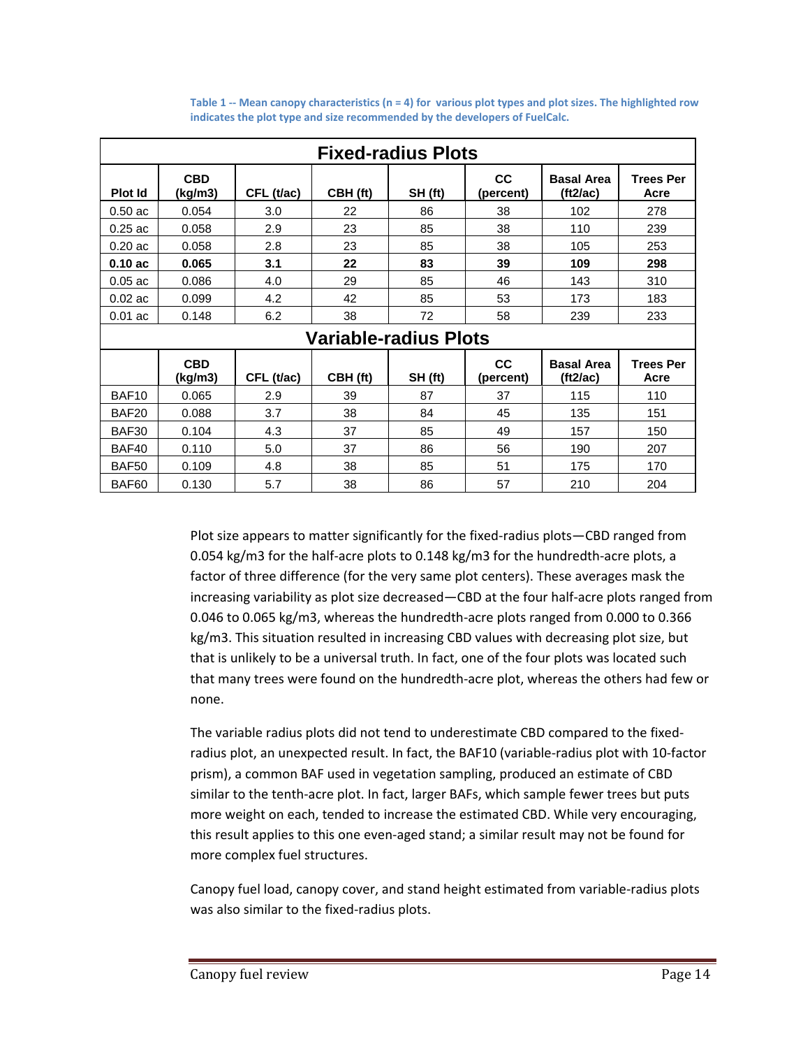**Table 1 -- Mean canopy characteristics (n = 4) for various plot types and plot sizes. The highlighted row indicates the plot type and size recommended by the developers of FuelCalc.**

| **Fixed-radius Plots** | | | | | | | |
|---|---|---|---|---|---|---|---|
| **Plot Id** | **CBD (kg/m3)** | **CFL (t/ac)** | **CBH (ft)** | **SH (ft)** | **CC (percent)** | **Basal Area (ft2/ac)** | **Trees Per Acre** |
| 0.50 ac | 0.054 | 3.0 | 22 | 86 | 38 | 102 | 278 |
| 0.25 ac | 0.058 | 2.9 | 23 | 85 | 38 | 110 | 239 |
| 0.20 ac | 0.058 | 2.8 | 23 | 85 | 38 | 105 | 253 |
| **0.10 ac** | **0.065** | **3.1** | **22** | **83** | **39** | **109** | **298** |
| 0.05 ac | 0.086 | 4.0 | 29 | 85 | 46 | 143 | 310 |
| 0.02 ac | 0.099 | 4.2 | 42 | 85 | 53 | 173 | 183 |
| 0.01 ac | 0.148 | 6.2 | 38 | 72 | 58 | 239 | 233 |
| **Variable-radius Plots** | | | | | | | |
| | **CBD (kg/m3)** | **CFL (t/ac)** | **CBH (ft)** | **SH (ft)** | **CC (percent)** | **Basal Area (ft2/ac)** | **Trees Per Acre** |
| BAF10 | 0.065 | 2.9 | 39 | 87 | 37 | 115 | 110 |
| BAF20 | 0.088 | 3.7 | 38 | 84 | 45 | 135 | 151 |
| BAF30 | 0.104 | 4.3 | 37 | 85 | 49 | 157 | 150 |
| BAF40 | 0.110 | 5.0 | 37 | 86 | 56 | 190 | 207 |
| BAF50 | 0.109 | 4.8 | 38 | 85 | 51 | 175 | 170 |
| BAF60 | 0.130 | 5.7 | 38 | 86 | 57 | 210 | 204 |

Plot size appears to matter significantly for the fixed-radius plots—CBD ranged from 0.054 kg/m3 for the half-acre plots to 0.148 kg/m3 for the hundredth-acre plots, a factor of three difference (for the very same plot centers). These averages mask the increasing variability as plot size decreased—CBD at the four half-acre plots ranged from 0.046 to 0.065 kg/m3, whereas the hundredth-acre plots ranged from 0.000 to 0.366 kg/m3. This situation resulted in increasing CBD values with decreasing plot size, but that is unlikely to be a universal truth. In fact, one of the four plots was located such that many trees were found on the hundredth-acre plot, whereas the others had few or none.

The variable radius plots did not tend to underestimate CBD compared to the fixed-radius plot, an unexpected result. In fact, the BAF10 (variable-radius plot with 10-factor prism), a common BAF used in vegetation sampling, produced an estimate of CBD similar to the tenth-acre plot. In fact, larger BAFs, which sample fewer trees but puts more weight on each, tended to increase the estimated CBD. While very encouraging, this result applies to this one even-aged stand; a similar result may not be found for more complex fuel structures.

Canopy fuel load, canopy cover, and stand height estimated from variable-radius plots was also similar to the fixed-radius plots.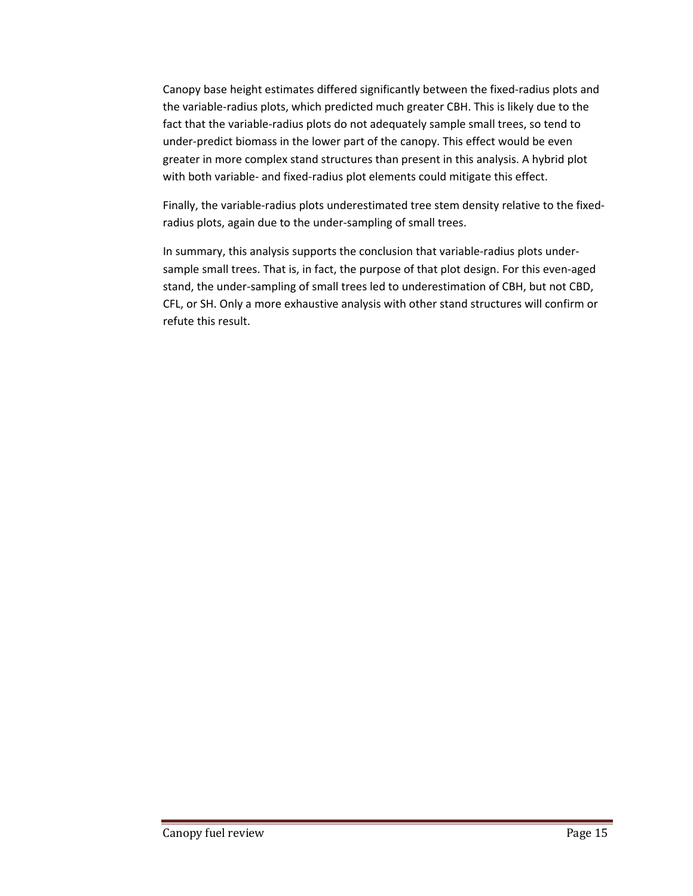Canopy base height estimates differed significantly between the fixed-radius plots and the variable-radius plots, which predicted much greater CBH. This is likely due to the fact that the variable-radius plots do not adequately sample small trees, so tend to under-predict biomass in the lower part of the canopy. This effect would be even greater in more complex stand structures than present in this analysis. A hybrid plot with both variable- and fixed-radius plot elements could mitigate this effect.

Finally, the variable-radius plots underestimated tree stem density relative to the fixed-radius plots, again due to the under-sampling of small trees.

In summary, this analysis supports the conclusion that variable-radius plots under-sample small trees. That is, in fact, the purpose of that plot design. For this even-aged stand, the under-sampling of small trees led to underestimation of CBH, but not CBD, CFL, or SH. Only a more exhaustive analysis with other stand structures will confirm or refute this result.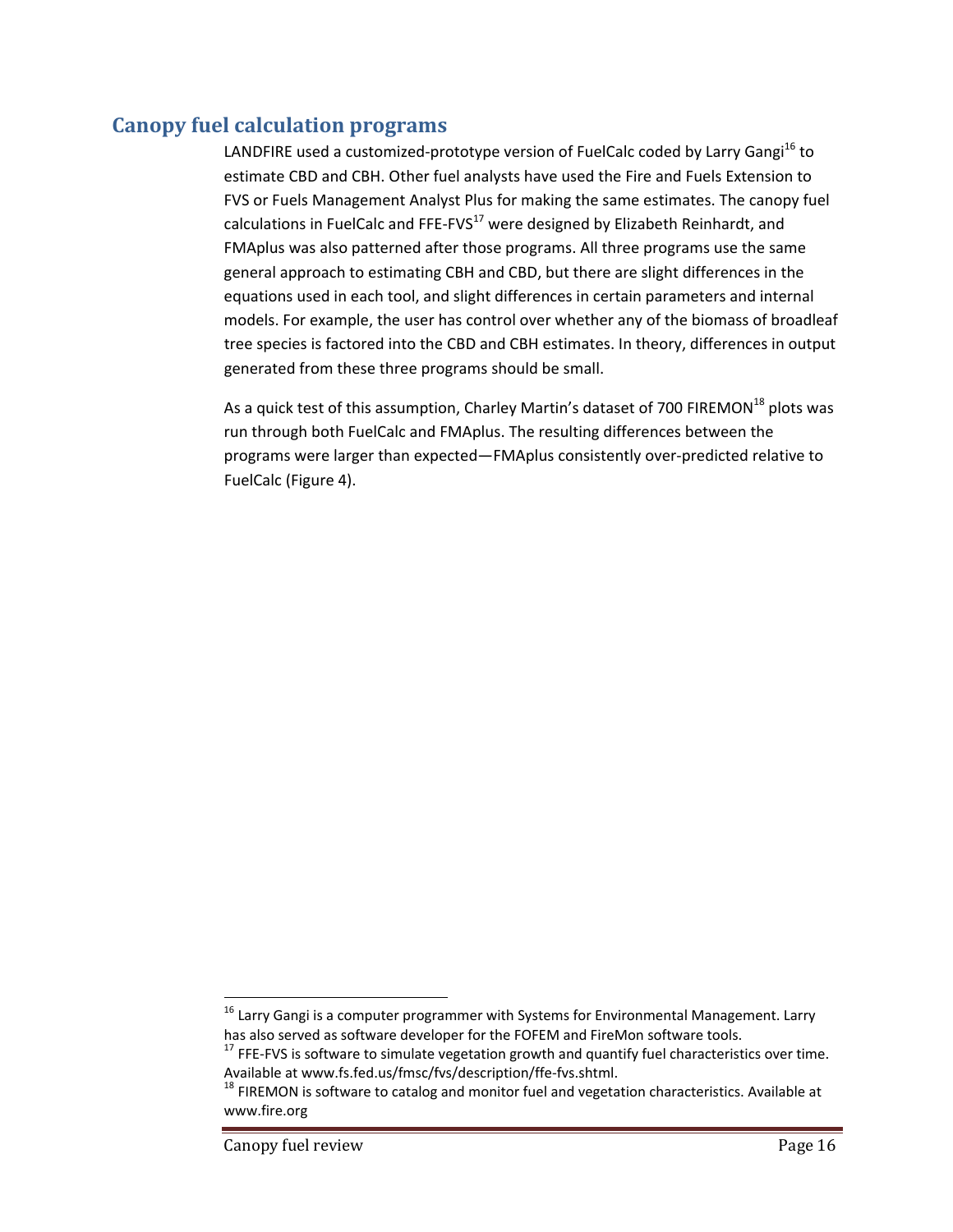## Canopy fuel calculation programs

LANDFIRE used a customized-prototype version of FuelCalc coded by Larry Gangi[16] to estimate CBD and CBH. Other fuel analysts have used the Fire and Fuels Extension to FVS or Fuels Management Analyst Plus for making the same estimates. The canopy fuel calculations in FuelCalc and FFE-FVS[17] were designed by Elizabeth Reinhardt, and FMAplus was also patterned after those programs. All three programs use the same general approach to estimating CBH and CBD, but there are slight differences in the equations used in each tool, and slight differences in certain parameters and internal models. For example, the user has control over whether any of the biomass of broadleaf tree species is factored into the CBD and CBH estimates. In theory, differences in output generated from these three programs should be small.

As a quick test of this assumption, Charley Martin's dataset of 700 FIREMON[18] plots was run through both FuelCalc and FMAplus. The resulting differences between the programs were larger than expected—FMAplus consistently over-predicted relative to FuelCalc (Figure 4).

---

[16] Larry Gangi is a computer programmer with Systems for Environmental Management. Larry has also served as software developer for the FOFEM and FireMon software tools.

[17] FFE-FVS is software to simulate vegetation growth and quantify fuel characteristics over time. Available at www.fs.fed.us/fmsc/fvs/description/ffe-fvs.shtml.

[18] FIREMON is software to catalog and monitor fuel and vegetation characteristics. Available at www.fire.org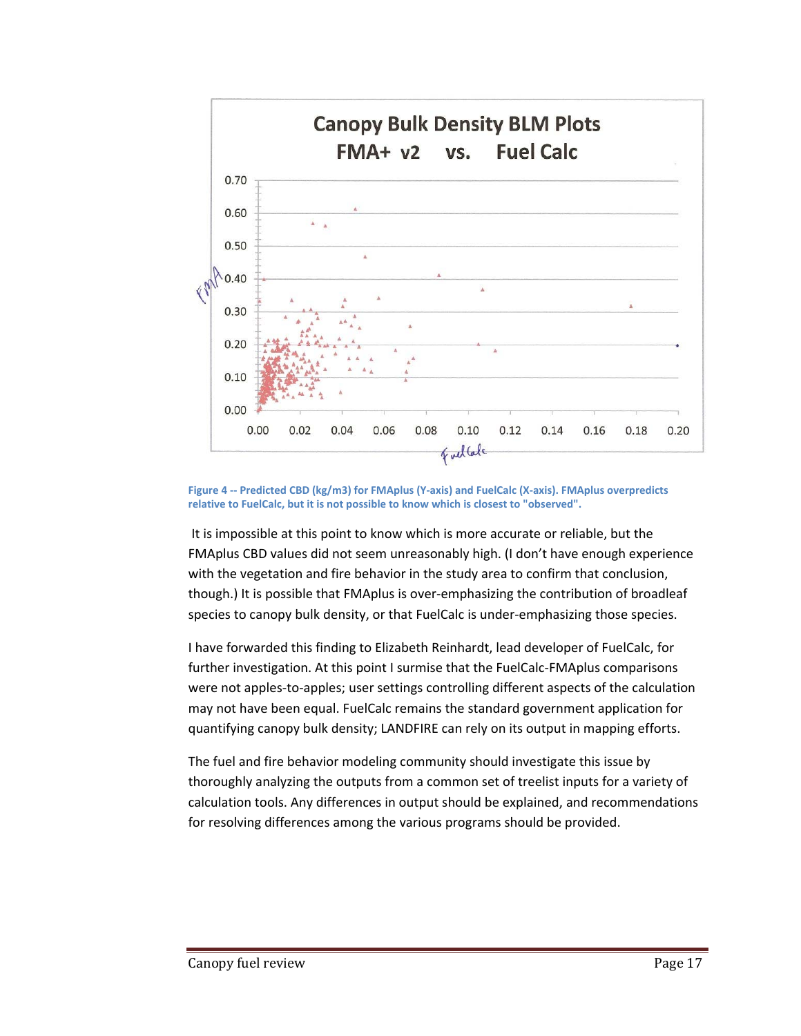Figure 4 -- Predicted CBD (kg/m3) for FMAplus (Y-axis) and FuelCalc (X-axis). FMAplus overpredicts relative to FuelCalc, but it is not possible to know which is closest to "observed".

It is impossible at this point to know which is more accurate or reliable, but the FMAplus CBD values did not seem unreasonably high. (I don't have enough experience with the vegetation and fire behavior in the study area to confirm that conclusion, though.) It is possible that FMAplus is over-emphasizing the contribution of broadleaf species to canopy bulk density, or that FuelCalc is under-emphasizing those species.

I have forwarded this finding to Elizabeth Reinhardt, lead developer of FuelCalc, for further investigation. At this point I surmise that the FuelCalc-FMAplus comparisons were not apples-to-apples; user settings controlling different aspects of the calculation may not have been equal. FuelCalc remains the standard government application for quantifying canopy bulk density; LANDFIRE can rely on its output in mapping efforts.

The fuel and fire behavior modeling community should investigate this issue by thoroughly analyzing the outputs from a common set of treelist inputs for a variety of calculation tools. Any differences in output should be explained, and recommendations for resolving differences among the various programs should be provided.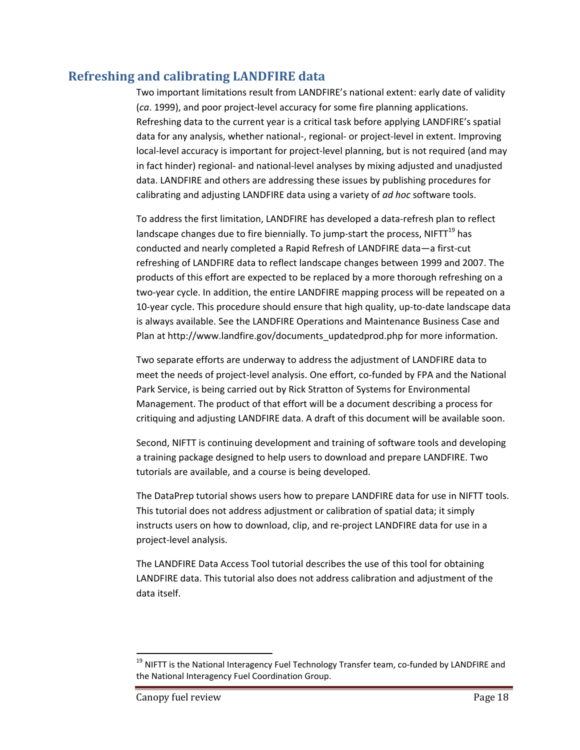## Refreshing and calibrating LANDFIRE data

Two important limitations result from LANDFIRE's national extent: early date of validity (*ca*. 1999), and poor project-level accuracy for some fire planning applications. Refreshing data to the current year is a critical task before applying LANDFIRE's spatial data for any analysis, whether national-, regional- or project-level in extent. Improving local-level accuracy is important for project-level planning, but is not required (and may in fact hinder) regional- and national-level analyses by mixing adjusted and unadjusted data. LANDFIRE and others are addressing these issues by publishing procedures for calibrating and adjusting LANDFIRE data using a variety of *ad hoc* software tools.

To address the first limitation, LANDFIRE has developed a data-refresh plan to reflect landscape changes due to fire biennially. To jump-start the process, NIFTT[19] has conducted and nearly completed a Rapid Refresh of LANDFIRE data—a first-cut refreshing of LANDFIRE data to reflect landscape changes between 1999 and 2007. The products of this effort are expected to be replaced by a more thorough refreshing on a two-year cycle. In addition, the entire LANDFIRE mapping process will be repeated on a 10-year cycle. This procedure should ensure that high quality, up-to-date landscape data is always available. See the LANDFIRE Operations and Maintenance Business Case and Plan at http://www.landfire.gov/documents_updatedprod.php for more information.

Two separate efforts are underway to address the adjustment of LANDFIRE data to meet the needs of project-level analysis. One effort, co-funded by FPA and the National Park Service, is being carried out by Rick Stratton of Systems for Environmental Management. The product of that effort will be a document describing a process for critiquing and adjusting LANDFIRE data. A draft of this document will be available soon.

Second, NIFTT is continuing development and training of software tools and developing a training package designed to help users to download and prepare LANDFIRE. Two tutorials are available, and a course is being developed.

The DataPrep tutorial shows users how to prepare LANDFIRE data for use in NIFTT tools. This tutorial does not address adjustment or calibration of spatial data; it simply instructs users on how to download, clip, and re-project LANDFIRE data for use in a project-level analysis.

The LANDFIRE Data Access Tool tutorial describes the use of this tool for obtaining LANDFIRE data. This tutorial also does not address calibration and adjustment of the data itself.

[19] NIFTT is the National Interagency Fuel Technology Transfer team, co-funded by LANDFIRE and the National Interagency Fuel Coordination Group.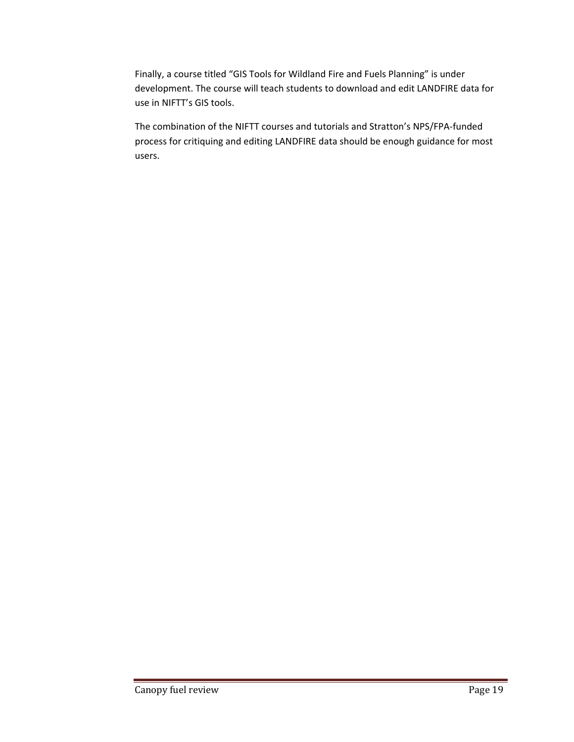Finally, a course titled “GIS Tools for Wildland Fire and Fuels Planning” is under development. The course will teach students to download and edit LANDFIRE data for use in NIFTT’s GIS tools.

The combination of the NIFTT courses and tutorials and Stratton’s NPS/FPA-funded process for critiquing and editing LANDFIRE data should be enough guidance for most users.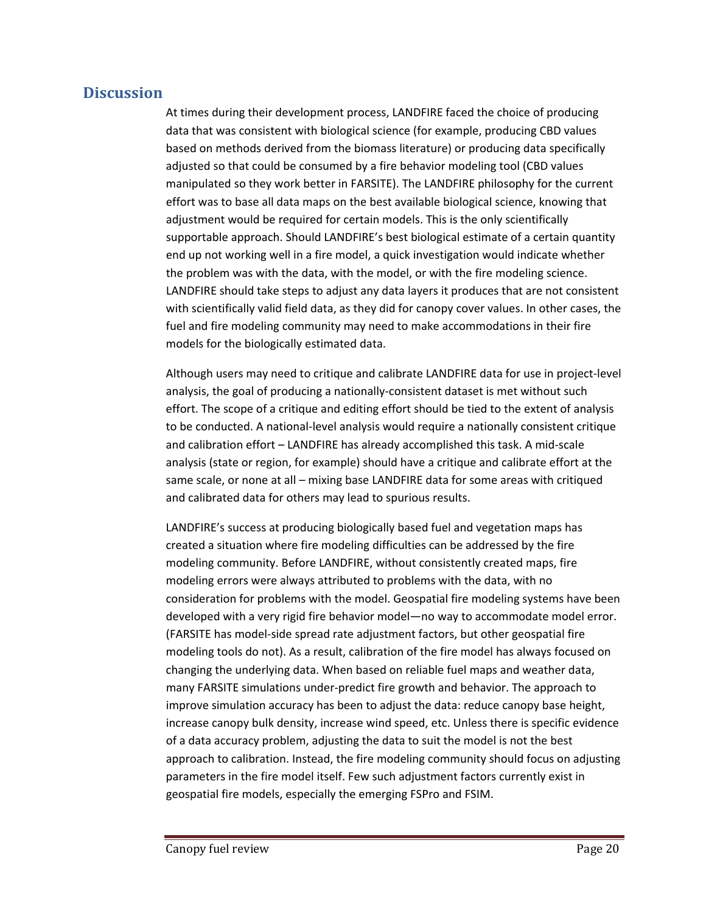## Discussion

At times during their development process, LANDFIRE faced the choice of producing data that was consistent with biological science (for example, producing CBD values based on methods derived from the biomass literature) or producing data specifically adjusted so that could be consumed by a fire behavior modeling tool (CBD values manipulated so they work better in FARSITE). The LANDFIRE philosophy for the current effort was to base all data maps on the best available biological science, knowing that adjustment would be required for certain models. This is the only scientifically supportable approach. Should LANDFIRE's best biological estimate of a certain quantity end up not working well in a fire model, a quick investigation would indicate whether the problem was with the data, with the model, or with the fire modeling science. LANDFIRE should take steps to adjust any data layers it produces that are not consistent with scientifically valid field data, as they did for canopy cover values. In other cases, the fuel and fire modeling community may need to make accommodations in their fire models for the biologically estimated data.

Although users may need to critique and calibrate LANDFIRE data for use in project-level analysis, the goal of producing a nationally-consistent dataset is met without such effort. The scope of a critique and editing effort should be tied to the extent of analysis to be conducted. A national-level analysis would require a nationally consistent critique and calibration effort – LANDFIRE has already accomplished this task. A mid-scale analysis (state or region, for example) should have a critique and calibrate effort at the same scale, or none at all – mixing base LANDFIRE data for some areas with critiqued and calibrated data for others may lead to spurious results.

LANDFIRE's success at producing biologically based fuel and vegetation maps has created a situation where fire modeling difficulties can be addressed by the fire modeling community. Before LANDFIRE, without consistently created maps, fire modeling errors were always attributed to problems with the data, with no consideration for problems with the model. Geospatial fire modeling systems have been developed with a very rigid fire behavior model—no way to accommodate model error. (FARSITE has model-side spread rate adjustment factors, but other geospatial fire modeling tools do not). As a result, calibration of the fire model has always focused on changing the underlying data. When based on reliable fuel maps and weather data, many FARSITE simulations under-predict fire growth and behavior. The approach to improve simulation accuracy has been to adjust the data: reduce canopy base height, increase canopy bulk density, increase wind speed, etc. Unless there is specific evidence of a data accuracy problem, adjusting the data to suit the model is not the best approach to calibration. Instead, the fire modeling community should focus on adjusting parameters in the fire model itself. Few such adjustment factors currently exist in geospatial fire models, especially the emerging FSPro and FSIM.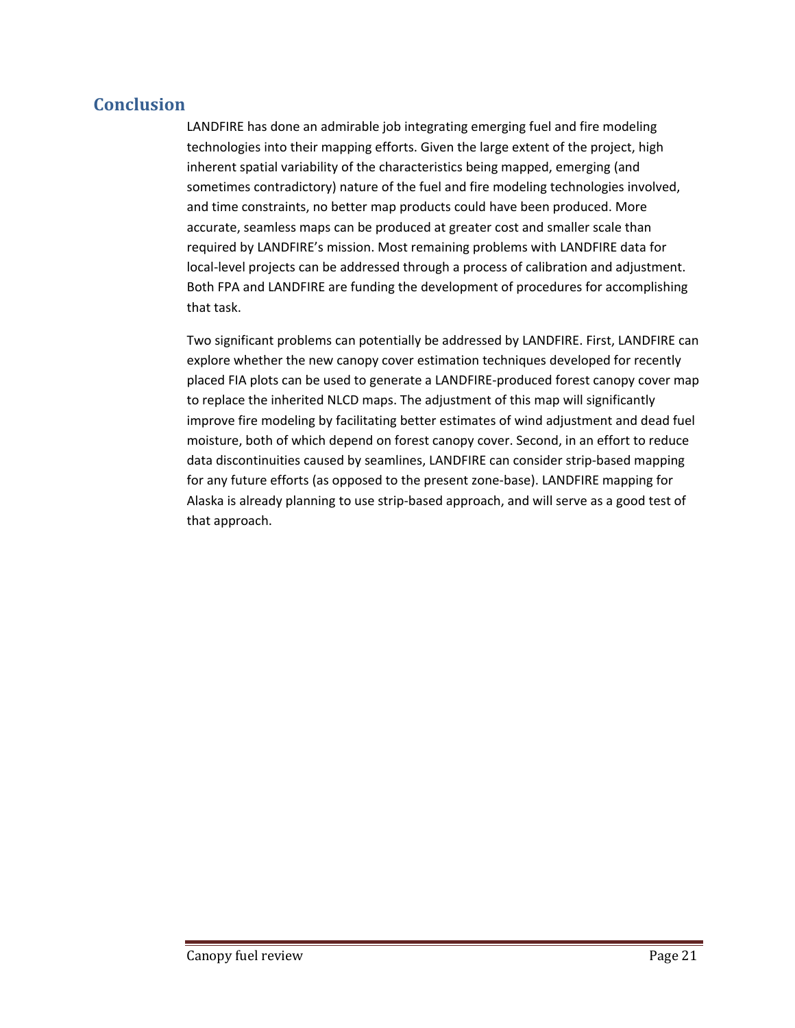## Conclusion

LANDFIRE has done an admirable job integrating emerging fuel and fire modeling technologies into their mapping efforts. Given the large extent of the project, high inherent spatial variability of the characteristics being mapped, emerging (and sometimes contradictory) nature of the fuel and fire modeling technologies involved, and time constraints, no better map products could have been produced. More accurate, seamless maps can be produced at greater cost and smaller scale than required by LANDFIRE's mission. Most remaining problems with LANDFIRE data for local-level projects can be addressed through a process of calibration and adjustment. Both FPA and LANDFIRE are funding the development of procedures for accomplishing that task.

Two significant problems can potentially be addressed by LANDFIRE. First, LANDFIRE can explore whether the new canopy cover estimation techniques developed for recently placed FIA plots can be used to generate a LANDFIRE-produced forest canopy cover map to replace the inherited NLCD maps. The adjustment of this map will significantly improve fire modeling by facilitating better estimates of wind adjustment and dead fuel moisture, both of which depend on forest canopy cover. Second, in an effort to reduce data discontinuities caused by seamlines, LANDFIRE can consider strip-based mapping for any future efforts (as opposed to the present zone-base). LANDFIRE mapping for Alaska is already planning to use strip-based approach, and will serve as a good test of that approach.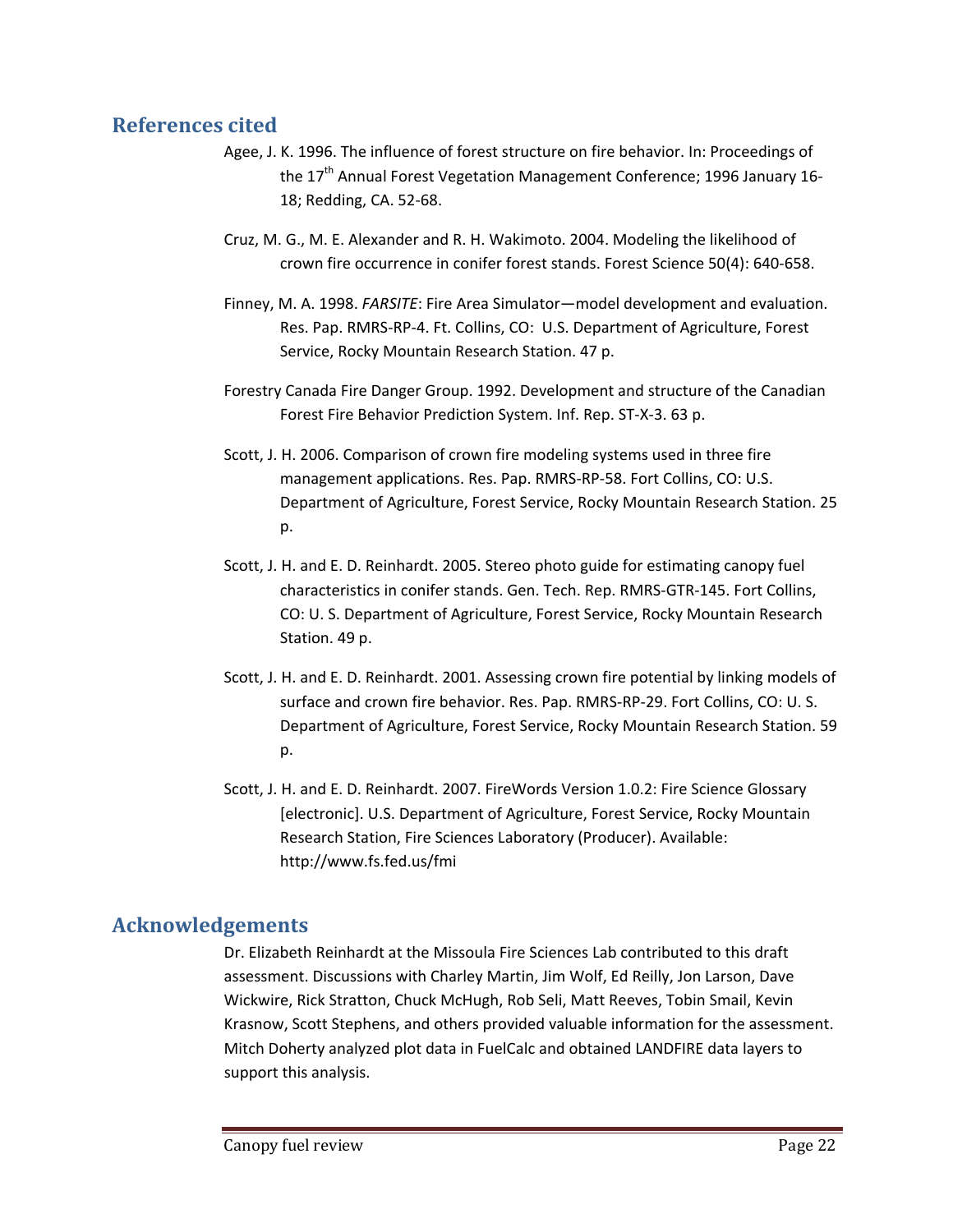## References cited

Agee, J. K. 1996. The influence of forest structure on fire behavior. In: Proceedings of the 17th Annual Forest Vegetation Management Conference; 1996 January 16-18; Redding, CA. 52-68.

Cruz, M. G., M. E. Alexander and R. H. Wakimoto. 2004. Modeling the likelihood of crown fire occurrence in conifer forest stands. Forest Science 50(4): 640-658.

Finney, M. A. 1998. *FARSITE*: Fire Area Simulator—model development and evaluation. Res. Pap. RMRS-RP-4. Ft. Collins, CO: U.S. Department of Agriculture, Forest Service, Rocky Mountain Research Station. 47 p.

Forestry Canada Fire Danger Group. 1992. Development and structure of the Canadian Forest Fire Behavior Prediction System. Inf. Rep. ST-X-3. 63 p.

Scott, J. H. 2006. Comparison of crown fire modeling systems used in three fire management applications. Res. Pap. RMRS-RP-58. Fort Collins, CO: U.S. Department of Agriculture, Forest Service, Rocky Mountain Research Station. 25 p.

Scott, J. H. and E. D. Reinhardt. 2005. Stereo photo guide for estimating canopy fuel characteristics in conifer stands. Gen. Tech. Rep. RMRS-GTR-145. Fort Collins, CO: U. S. Department of Agriculture, Forest Service, Rocky Mountain Research Station. 49 p.

Scott, J. H. and E. D. Reinhardt. 2001. Assessing crown fire potential by linking models of surface and crown fire behavior. Res. Pap. RMRS-RP-29. Fort Collins, CO: U. S. Department of Agriculture, Forest Service, Rocky Mountain Research Station. 59 p.

Scott, J. H. and E. D. Reinhardt. 2007. FireWords Version 1.0.2: Fire Science Glossary [electronic]. U.S. Department of Agriculture, Forest Service, Rocky Mountain Research Station, Fire Sciences Laboratory (Producer). Available: http://www.fs.fed.us/fmi

## Acknowledgements

Dr. Elizabeth Reinhardt at the Missoula Fire Sciences Lab contributed to this draft assessment. Discussions with Charley Martin, Jim Wolf, Ed Reilly, Jon Larson, Dave Wickwire, Rick Stratton, Chuck McHugh, Rob Seli, Matt Reeves, Tobin Smail, Kevin Krasnow, Scott Stephens, and others provided valuable information for the assessment. Mitch Doherty analyzed plot data in FuelCalc and obtained LANDFIRE data layers to support this analysis.